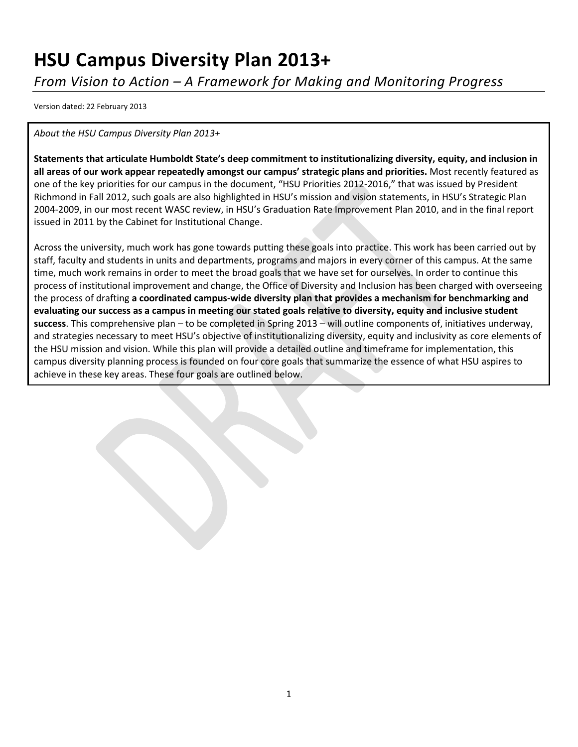# HSU Campus Diversity Plan 2013+

*From Vision to Action – A Framework for Making and Monitoring Progress*

Version dated: 22 February 2013

*About the HSU Campus Diversity Plan 2013+*

**Statements that articulate Humboldt State's deep commitment to institutionalizing diversity, equity, and inclusion in all areas of our work appear repeatedly amongst our campus' strategic plans and priorities.** Most recently featured as one of the key priorities for our campus in the document, "HSU Priorities 2012-2016," that was issued by President Richmond in Fall 2012, such goals are also highlighted in HSU's mission and vision statements, in HSU's Strategic Plan 2004-2009, in our most recent WASC review, in HSU's Graduation Rate Improvement Plan 2010, and in the final report issued in 2011 by the Cabinet for Institutional Change.

Across the university, much work has gone towards putting these goals into practice. This work has been carried out by staff, faculty and students in units and departments, programs and majors in every corner of this campus. At the same time, much work remains in order to meet the broad goals that we have set for ourselves. In order to continue this process of institutional improvement and change, the Office of Diversity and Inclusion has been charged with overseeing the process of drafting **a coordinated campus-wide diversity plan that provides a mechanism for benchmarking and evaluating our success as a campus in meeting our stated goals relative to diversity, equity and inclusive student success**. This comprehensive plan – to be completed in Spring 2013 – will outline components of, initiatives underway, and strategies necessary to meet HSU's objective of institutionalizing diversity, equity and inclusivity as core elements of the HSU mission and vision. While this plan will provide a detailed outline and timeframe for implementation, this campus diversity planning process is founded on four core goals that summarize the essence of what HSU aspires to achieve in these key areas. These four goals are outlined below.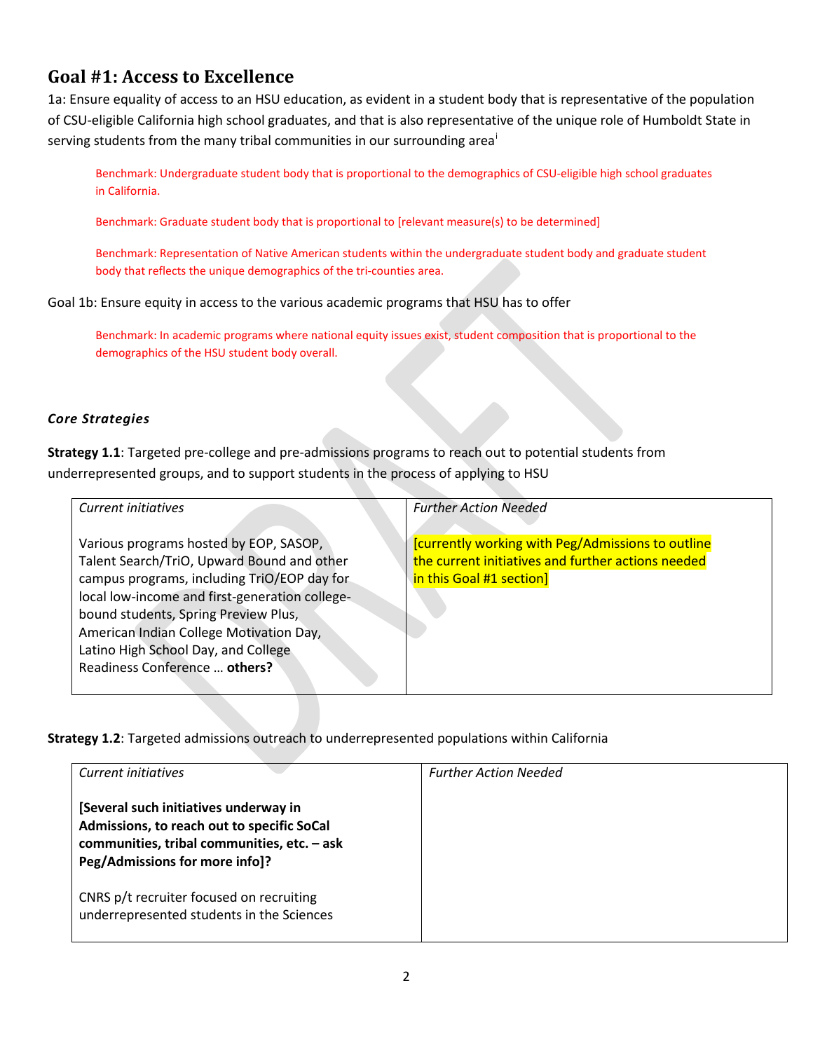## Goal #1: Access to Excellence

1a: Ensure equality of access to an HSU education, as evident in a student body that is representative of the population of CSU-eligible California high school graduates, and that is also representative of the unique role of Humboldt State in serving students from the many tribal communities in our surrounding area[i]

> Benchmark: Undergraduate student body that is proportional to the demographics of CSU-eligible high school graduates in California.
>
> Benchmark: Graduate student body that is proportional to [relevant measure(s) to be determined]
>
> Benchmark: Representation of Native American students within the undergraduate student body and graduate student body that reflects the unique demographics of the tri-counties area.

Goal 1b: Ensure equity in access to the various academic programs that HSU has to offer

> Benchmark: In academic programs where national equity issues exist, student composition that is proportional to the demographics of the HSU student body overall.

### *Core Strategies*

**Strategy 1.1**: Targeted pre-college and pre-admissions programs to reach out to potential students from underrepresented groups, and to support students in the process of applying to HSU

| *Current initiatives* | *Further Action Needed* |
|---|---|
| Various programs hosted by EOP, SASOP, Talent Search/TriO, Upward Bound and other campus programs, including TriO/EOP day for local low-income and first-generation college-bound students, Spring Preview Plus, American Indian College Motivation Day, Latino High School Day, and College Readiness Conference … **others?** | [currently working with Peg/Admissions to outline the current initiatives and further actions needed in this Goal #1 section] |

**Strategy 1.2**: Targeted admissions outreach to underrepresented populations within California

| *Current initiatives* | *Further Action Needed* |
|---|---|
| **[Several such initiatives underway in Admissions, to reach out to specific SoCal communities, tribal communities, etc. – ask Peg/Admissions for more info]?**<br><br>CNRS p/t recruiter focused on recruiting underrepresented students in the Sciences | |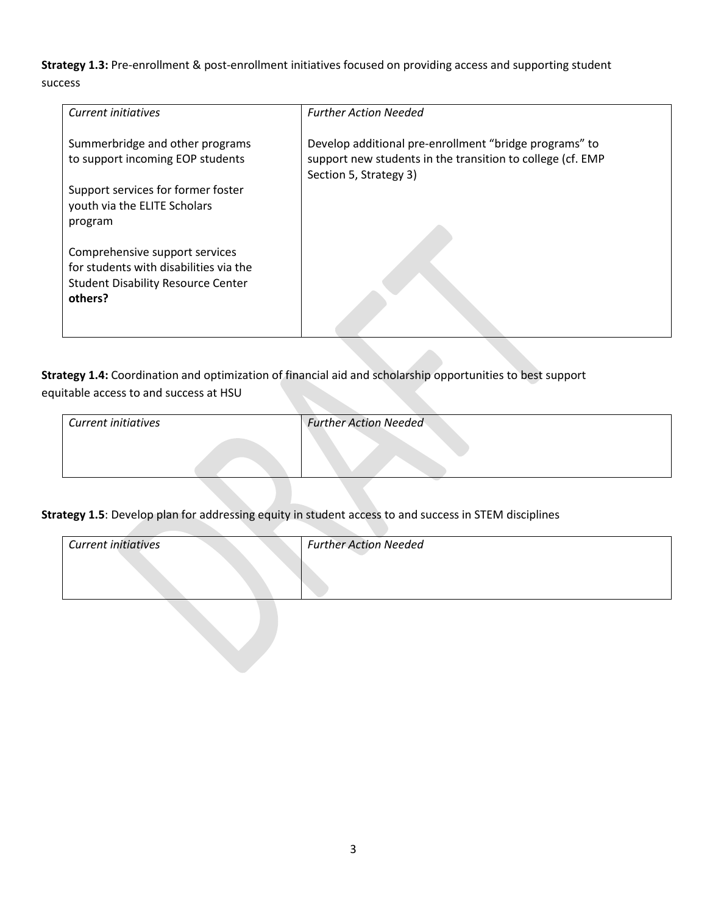**Strategy 1.3:** Pre-enrollment & post-enrollment initiatives focused on providing access and supporting student success

| *Current initiatives* | *Further Action Needed* |
|---|---|
| Summerbridge and other programs to support incoming EOP students<br><br>Support services for former foster youth via the ELITE Scholars program<br><br>Comprehensive support services for students with disabilities via the Student Disability Resource Center<br>**others?** | Develop additional pre-enrollment "bridge programs" to support new students in the transition to college (cf. EMP Section 5, Strategy 3) |

**Strategy 1.4:** Coordination and optimization of financial aid and scholarship opportunities to best support equitable access to and success at HSU

| *Current initiatives* | *Further Action Needed* |
|---|---|
| | |

**Strategy 1.5**: Develop plan for addressing equity in student access to and success in STEM disciplines

| *Current initiatives* | *Further Action Needed* |
|---|---|
| | |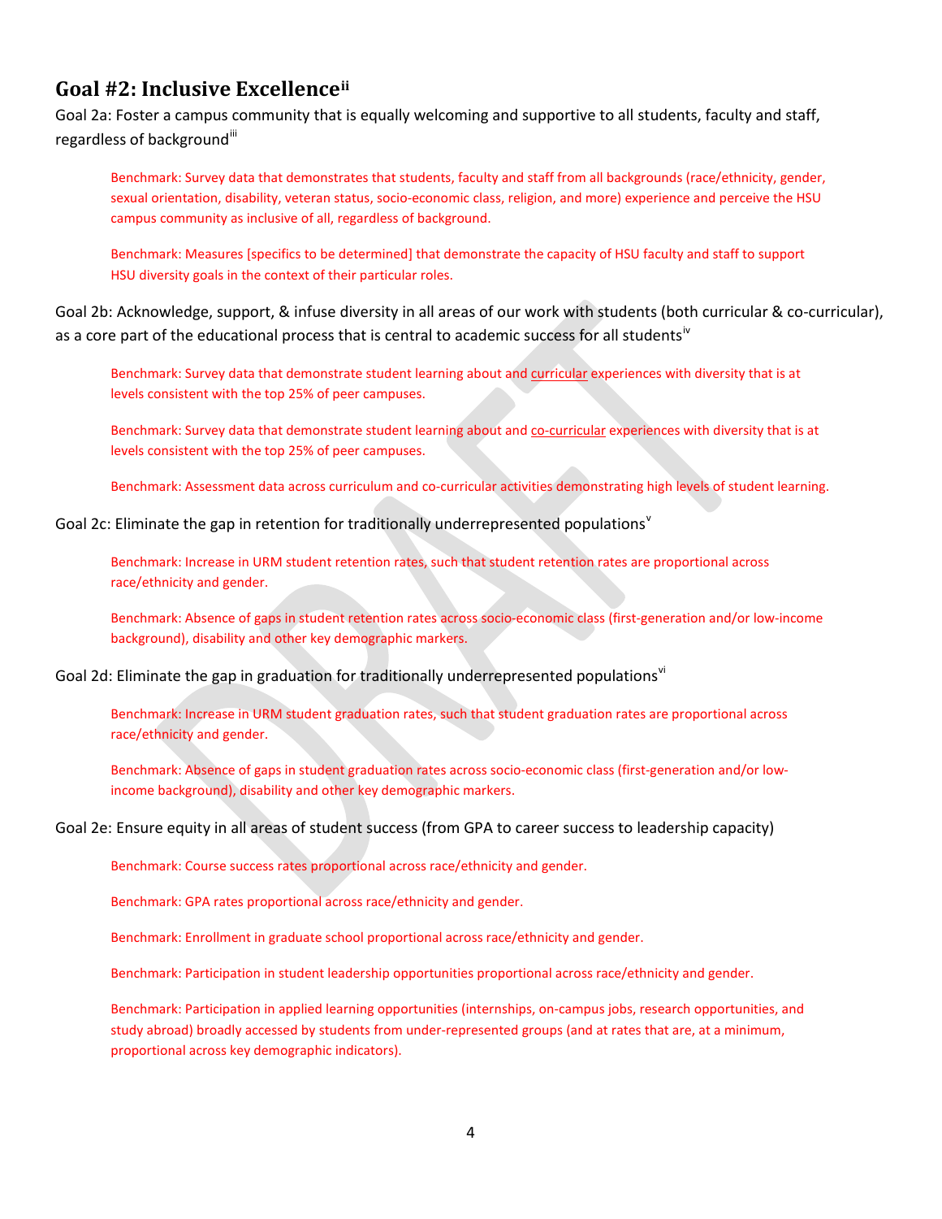## Goal #2: Inclusive Excellence[ii]

Goal 2a: Foster a campus community that is equally welcoming and supportive to all students, faculty and staff, regardless of background[iii]

> Benchmark: Survey data that demonstrates that students, faculty and staff from all backgrounds (race/ethnicity, gender, sexual orientation, disability, veteran status, socio-economic class, religion, and more) experience and perceive the HSU campus community as inclusive of all, regardless of background.
>
> Benchmark: Measures [specifics to be determined] that demonstrate the capacity of HSU faculty and staff to support HSU diversity goals in the context of their particular roles.

Goal 2b: Acknowledge, support, & infuse diversity in all areas of our work with students (both curricular & co-curricular), as a core part of the educational process that is central to academic success for all students[iv]

> Benchmark: Survey data that demonstrate student learning about and <u>curricular</u> experiences with diversity that is at levels consistent with the top 25% of peer campuses.
>
> Benchmark: Survey data that demonstrate student learning about and <u>co-curricular</u> experiences with diversity that is at levels consistent with the top 25% of peer campuses.
>
> Benchmark: Assessment data across curriculum and co-curricular activities demonstrating high levels of student learning.

Goal 2c: Eliminate the gap in retention for traditionally underrepresented populations[v]

> Benchmark: Increase in URM student retention rates, such that student retention rates are proportional across race/ethnicity and gender.
>
> Benchmark: Absence of gaps in student retention rates across socio-economic class (first-generation and/or low-income background), disability and other key demographic markers.

Goal 2d: Eliminate the gap in graduation for traditionally underrepresented populations[vi]

> Benchmark: Increase in URM student graduation rates, such that student graduation rates are proportional across race/ethnicity and gender.
>
> Benchmark: Absence of gaps in student graduation rates across socio-economic class (first-generation and/or low-income background), disability and other key demographic markers.

Goal 2e: Ensure equity in all areas of student success (from GPA to career success to leadership capacity)

> Benchmark: Course success rates proportional across race/ethnicity and gender.
>
> Benchmark: GPA rates proportional across race/ethnicity and gender.
>
> Benchmark: Enrollment in graduate school proportional across race/ethnicity and gender.
>
> Benchmark: Participation in student leadership opportunities proportional across race/ethnicity and gender.
>
> Benchmark: Participation in applied learning opportunities (internships, on-campus jobs, research opportunities, and study abroad) broadly accessed by students from under-represented groups (and at rates that are, at a minimum, proportional across key demographic indicators).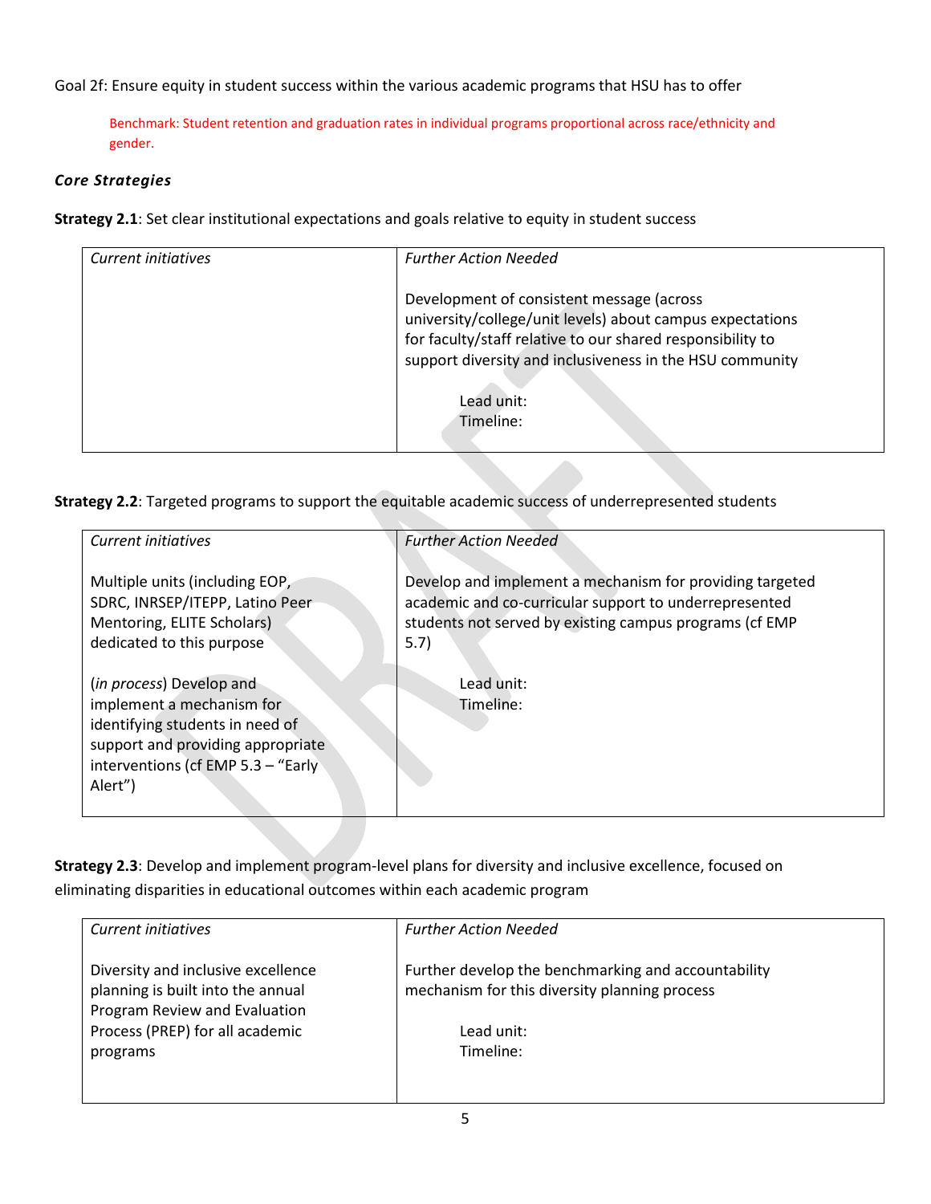Goal 2f: Ensure equity in student success within the various academic programs that HSU has to offer

Benchmark: Student retention and graduation rates in individual programs proportional across race/ethnicity and gender.

### *Core Strategies*

**Strategy 2.1**: Set clear institutional expectations and goals relative to equity in student success

| *Current initiatives* | *Further Action Needed* |
| --- | --- |
| | Development of consistent message (across university/college/unit levels) about campus expectations for faculty/staff relative to our shared responsibility to support diversity and inclusiveness in the HSU community<br><br>Lead unit:<br>Timeline: |

**Strategy 2.2**: Targeted programs to support the equitable academic success of underrepresented students

| *Current initiatives* | *Further Action Needed* |
| --- | --- |
| Multiple units (including EOP, SDRC, INRSEP/ITEPP, Latino Peer Mentoring, ELITE Scholars) dedicated to this purpose<br><br>(*in process*) Develop and implement a mechanism for identifying students in need of support and providing appropriate interventions (cf EMP 5.3 – "Early Alert") | Develop and implement a mechanism for providing targeted academic and co-curricular support to underrepresented students not served by existing campus programs (cf EMP 5.7)<br><br>Lead unit:<br>Timeline: |

**Strategy 2.3**: Develop and implement program-level plans for diversity and inclusive excellence, focused on eliminating disparities in educational outcomes within each academic program

| *Current initiatives* | *Further Action Needed* |
| --- | --- |
| Diversity and inclusive excellence planning is built into the annual Program Review and Evaluation Process (PREP) for all academic programs | Further develop the benchmarking and accountability mechanism for this diversity planning process<br><br>Lead unit:<br>Timeline: |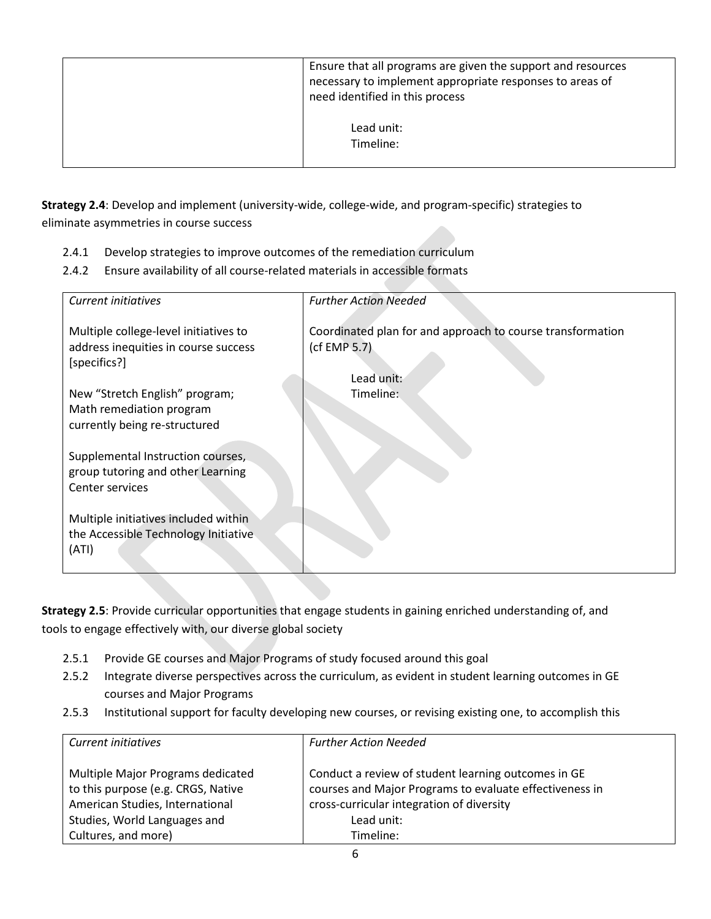| | |
|---|---|
| | Ensure that all programs are given the support and resources necessary to implement appropriate responses to areas of need identified in this process<br><br>Lead unit:<br>Timeline: |

**Strategy 2.4**: Develop and implement (university-wide, college-wide, and program-specific) strategies to eliminate asymmetries in course success

2.4.1 Develop strategies to improve outcomes of the remediation curriculum
2.4.2 Ensure availability of all course-related materials in accessible formats

| *Current initiatives* | *Further Action Needed* |
|---|---|
| Multiple college-level initiatives to address inequities in course success [specifics?]<br><br>New "Stretch English" program; Math remediation program currently being re-structured<br><br>Supplemental Instruction courses, group tutoring and other Learning Center services<br><br>Multiple initiatives included within the Accessible Technology Initiative (ATI) | Coordinated plan for and approach to course transformation (cf EMP 5.7)<br><br>Lead unit:<br>Timeline: |

**Strategy 2.5**: Provide curricular opportunities that engage students in gaining enriched understanding of, and tools to engage effectively with, our diverse global society

2.5.1 Provide GE courses and Major Programs of study focused around this goal
2.5.2 Integrate diverse perspectives across the curriculum, as evident in student learning outcomes in GE courses and Major Programs
2.5.3 Institutional support for faculty developing new courses, or revising existing one, to accomplish this

| *Current initiatives* | *Further Action Needed* |
|---|---|
| Multiple Major Programs dedicated to this purpose (e.g. CRGS, Native American Studies, International Studies, World Languages and Cultures, and more) | Conduct a review of student learning outcomes in GE courses and Major Programs to evaluate effectiveness in cross-curricular integration of diversity<br>Lead unit:<br>Timeline: |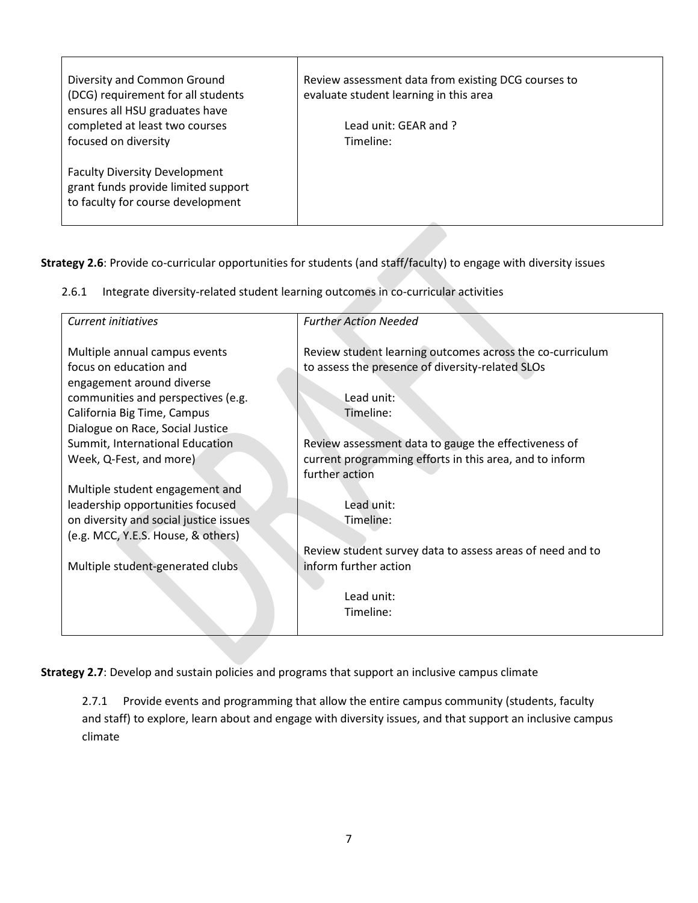| | |
|---|---|
| Diversity and Common Ground (DCG) requirement for all students ensures all HSU graduates have completed at least two courses focused on diversity<br><br>Faculty Diversity Development grant funds provide limited support to faculty for course development | Review assessment data from existing DCG courses to evaluate student learning in this area<br><br>Lead unit: GEAR and ?<br>Timeline: |

**Strategy 2.6**: Provide co-curricular opportunities for students (and staff/faculty) to engage with diversity issues

2.6.1 Integrate diversity-related student learning outcomes in co-curricular activities

| *Current initiatives* | *Further Action Needed* |
|---|---|
| Multiple annual campus events focus on education and engagement around diverse communities and perspectives (e.g. California Big Time, Campus Dialogue on Race, Social Justice Summit, International Education Week, Q-Fest, and more)<br><br>Multiple student engagement and leadership opportunities focused on diversity and social justice issues (e.g. MCC, Y.E.S. House, & others)<br><br>Multiple student-generated clubs | Review student learning outcomes across the co-curriculum to assess the presence of diversity-related SLOs<br><br>Lead unit:<br>Timeline:<br><br>Review assessment data to gauge the effectiveness of current programming efforts in this area, and to inform further action<br><br>Lead unit:<br>Timeline:<br><br>Review student survey data to assess areas of need and to inform further action<br><br>Lead unit:<br>Timeline: |

**Strategy 2.7**: Develop and sustain policies and programs that support an inclusive campus climate

2.7.1 Provide events and programming that allow the entire campus community (students, faculty and staff) to explore, learn about and engage with diversity issues, and that support an inclusive campus climate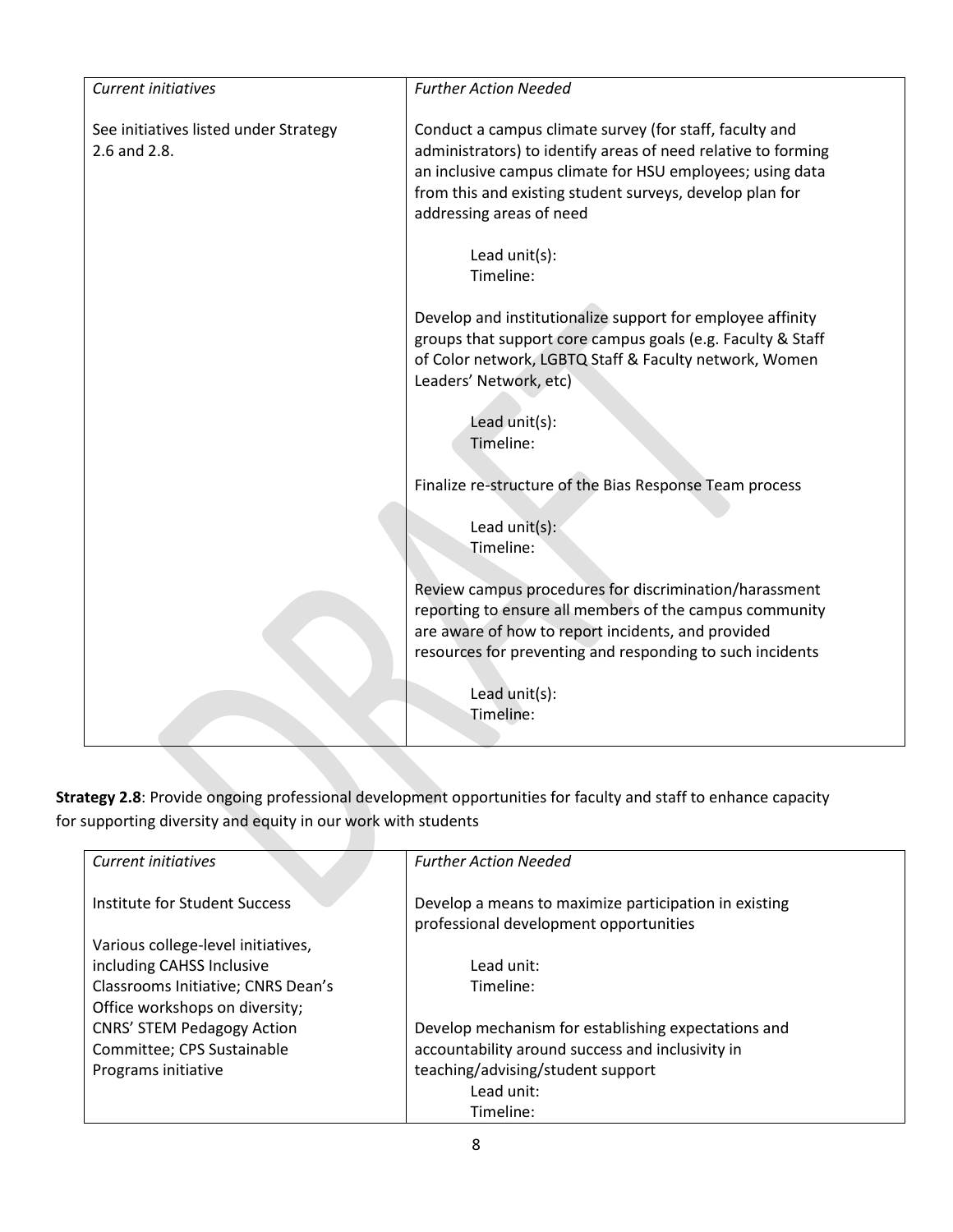| *Current initiatives* | *Further Action Needed* |
|---|---|
| See initiatives listed under Strategy 2.6 and 2.8. | Conduct a campus climate survey (for staff, faculty and administrators) to identify areas of need relative to forming an inclusive campus climate for HSU employees; using data from this and existing student surveys, develop plan for addressing areas of need<br><br>Lead unit(s):<br>Timeline:<br><br>Develop and institutionalize support for employee affinity groups that support core campus goals (e.g. Faculty & Staff of Color network, LGBTQ Staff & Faculty network, Women Leaders' Network, etc)<br><br>Lead unit(s):<br>Timeline:<br><br>Finalize re-structure of the Bias Response Team process<br><br>Lead unit(s):<br>Timeline:<br><br>Review campus procedures for discrimination/harassment reporting to ensure all members of the campus community are aware of how to report incidents, and provided resources for preventing and responding to such incidents<br><br>Lead unit(s):<br>Timeline: |

**Strategy 2.8**: Provide ongoing professional development opportunities for faculty and staff to enhance capacity for supporting diversity and equity in our work with students

| *Current initiatives* | *Further Action Needed* |
|---|---|
| Institute for Student Success<br><br>Various college-level initiatives, including CAHSS Inclusive Classrooms Initiative; CNRS Dean's Office workshops on diversity; CNRS' STEM Pedagogy Action Committee; CPS Sustainable Programs initiative | Develop a means to maximize participation in existing professional development opportunities<br><br>Lead unit:<br>Timeline:<br><br>Develop mechanism for establishing expectations and accountability around success and inclusivity in teaching/advising/student support<br>Lead unit:<br>Timeline: |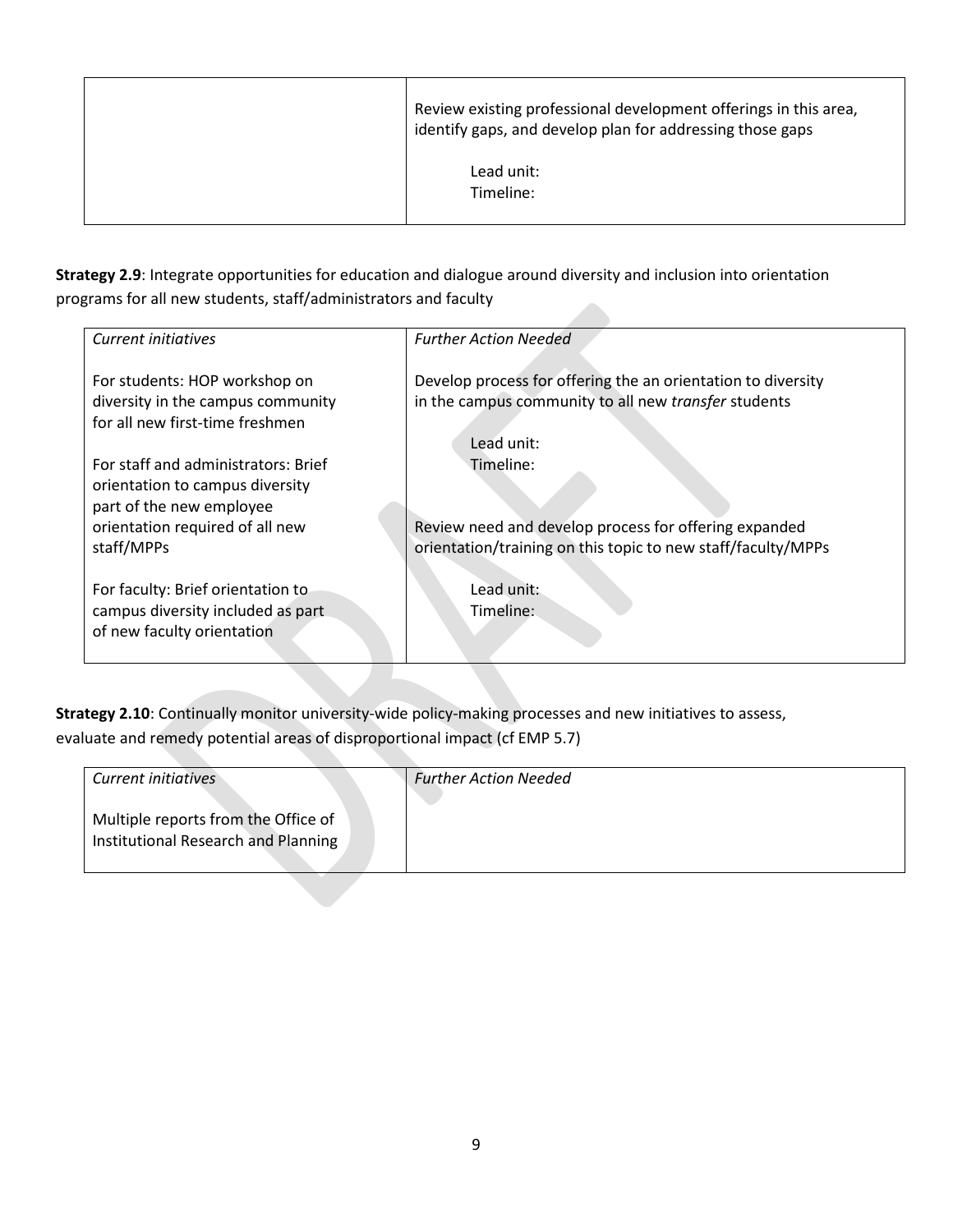| | |
|---|---|
| | Review existing professional development offerings in this area, identify gaps, and develop plan for addressing those gaps<br><br>Lead unit:<br>Timeline: |

**Strategy 2.9**: Integrate opportunities for education and dialogue around diversity and inclusion into orientation programs for all new students, staff/administrators and faculty

| *Current initiatives* | *Further Action Needed* |
|---|---|
| For students: HOP workshop on diversity in the campus community for all new first-time freshmen<br><br>For staff and administrators: Brief orientation to campus diversity part of the new employee orientation required of all new staff/MPPs<br><br>For faculty: Brief orientation to campus diversity included as part of new faculty orientation | Develop process for offering the an orientation to diversity in the campus community to all new *transfer* students<br><br>Lead unit:<br>Timeline:<br><br>Review need and develop process for offering expanded orientation/training on this topic to new staff/faculty/MPPs<br><br>Lead unit:<br>Timeline: |

**Strategy 2.10**: Continually monitor university-wide policy-making processes and new initiatives to assess, evaluate and remedy potential areas of disproportional impact (cf EMP 5.7)

| *Current initiatives* | *Further Action Needed* |
|---|---|
| Multiple reports from the Office of Institutional Research and Planning | |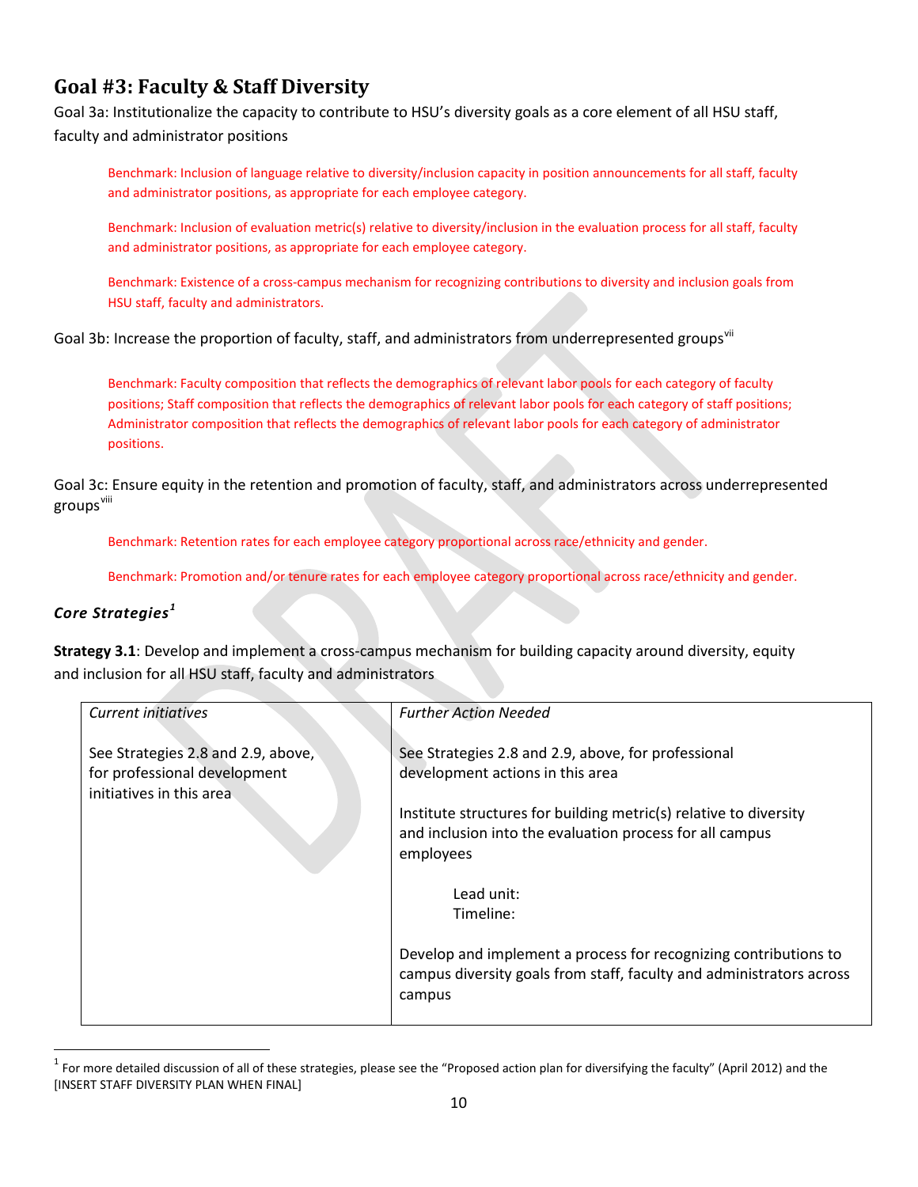## Goal #3: Faculty & Staff Diversity

Goal 3a: Institutionalize the capacity to contribute to HSU's diversity goals as a core element of all HSU staff, faculty and administrator positions

> Benchmark: Inclusion of language relative to diversity/inclusion capacity in position announcements for all staff, faculty and administrator positions, as appropriate for each employee category.
>
> Benchmark: Inclusion of evaluation metric(s) relative to diversity/inclusion in the evaluation process for all staff, faculty and administrator positions, as appropriate for each employee category.
>
> Benchmark: Existence of a cross-campus mechanism for recognizing contributions to diversity and inclusion goals from HSU staff, faculty and administrators.

Goal 3b: Increase the proportion of faculty, staff, and administrators from underrepresented groups[vii]

> Benchmark: Faculty composition that reflects the demographics of relevant labor pools for each category of faculty positions; Staff composition that reflects the demographics of relevant labor pools for each category of staff positions; Administrator composition that reflects the demographics of relevant labor pools for each category of administrator positions.

Goal 3c: Ensure equity in the retention and promotion of faculty, staff, and administrators across underrepresented groups[viii]

> Benchmark: Retention rates for each employee category proportional across race/ethnicity and gender.
>
> Benchmark: Promotion and/or tenure rates for each employee category proportional across race/ethnicity and gender.

### *Core Strategies*[1]

**Strategy 3.1**: Develop and implement a cross-campus mechanism for building capacity around diversity, equity and inclusion for all HSU staff, faculty and administrators

| *Current initiatives* | *Further Action Needed* |
|---|---|
| See Strategies 2.8 and 2.9, above, for professional development initiatives in this area | See Strategies 2.8 and 2.9, above, for professional development actions in this area<br><br>Institute structures for building metric(s) relative to diversity and inclusion into the evaluation process for all campus employees<br><br>Lead unit:<br>Timeline:<br><br>Develop and implement a process for recognizing contributions to campus diversity goals from staff, faculty and administrators across campus |

[1] For more detailed discussion of all of these strategies, please see the "Proposed action plan for diversifying the faculty" (April 2012) and the [INSERT STAFF DIVERSITY PLAN WHEN FINAL]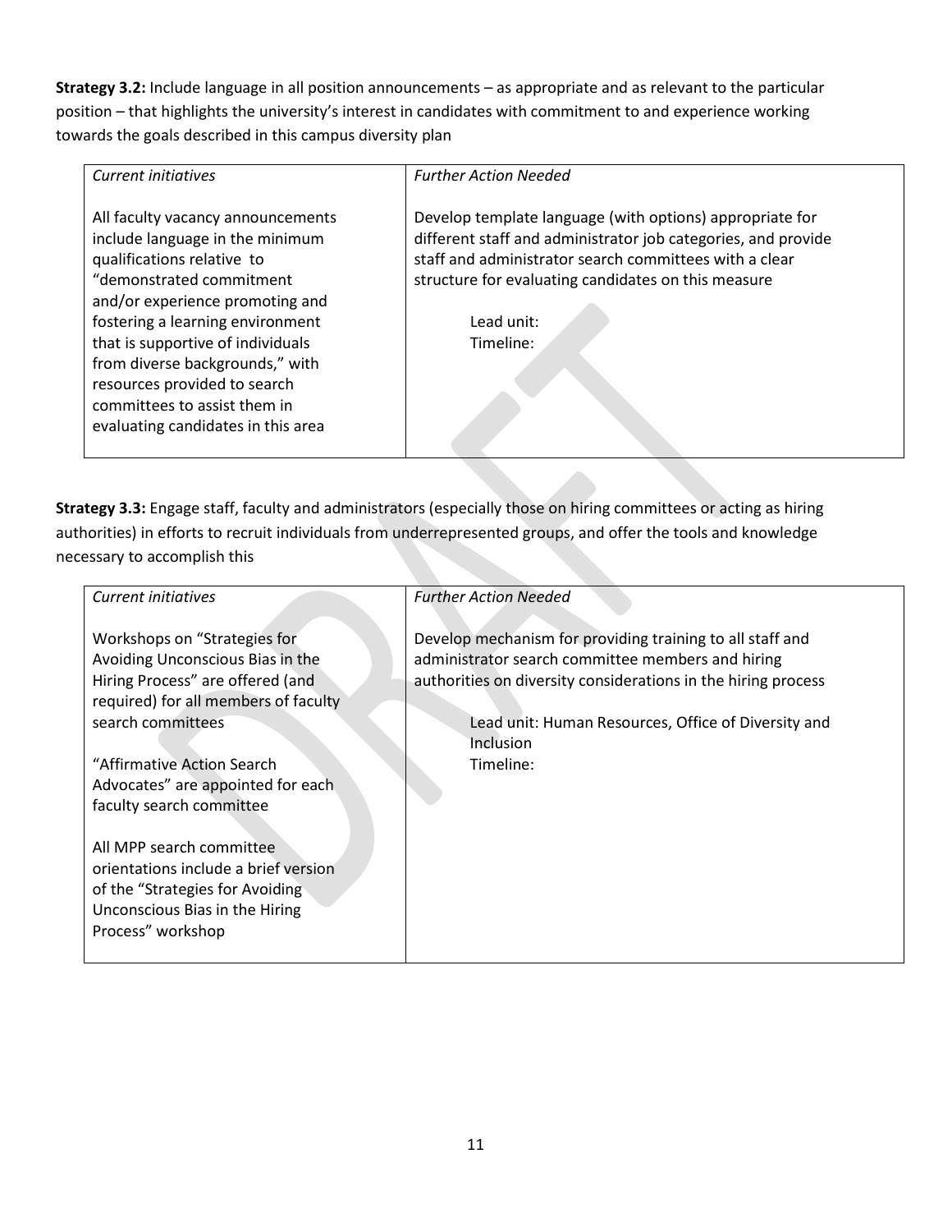**Strategy 3.2:** Include language in all position announcements – as appropriate and as relevant to the particular position – that highlights the university's interest in candidates with commitment to and experience working towards the goals described in this campus diversity plan

| *Current initiatives* | *Further Action Needed* |
|---|---|
| All faculty vacancy announcements include language in the minimum qualifications relative to "demonstrated commitment and/or experience promoting and fostering a learning environment that is supportive of individuals from diverse backgrounds," with resources provided to search committees to assist them in evaluating candidates in this area | Develop template language (with options) appropriate for different staff and administrator job categories, and provide staff and administrator search committees with a clear structure for evaluating candidates on this measure<br><br>Lead unit:<br>Timeline: |

**Strategy 3.3:** Engage staff, faculty and administrators (especially those on hiring committees or acting as hiring authorities) in efforts to recruit individuals from underrepresented groups, and offer the tools and knowledge necessary to accomplish this

| *Current initiatives* | *Further Action Needed* |
|---|---|
| Workshops on "Strategies for Avoiding Unconscious Bias in the Hiring Process" are offered (and required) for all members of faculty search committees<br><br>"Affirmative Action Search Advocates" are appointed for each faculty search committee<br><br>All MPP search committee orientations include a brief version of the "Strategies for Avoiding Unconscious Bias in the Hiring Process" workshop | Develop mechanism for providing training to all staff and administrator search committee members and hiring authorities on diversity considerations in the hiring process<br><br>Lead unit: Human Resources, Office of Diversity and Inclusion<br>Timeline: |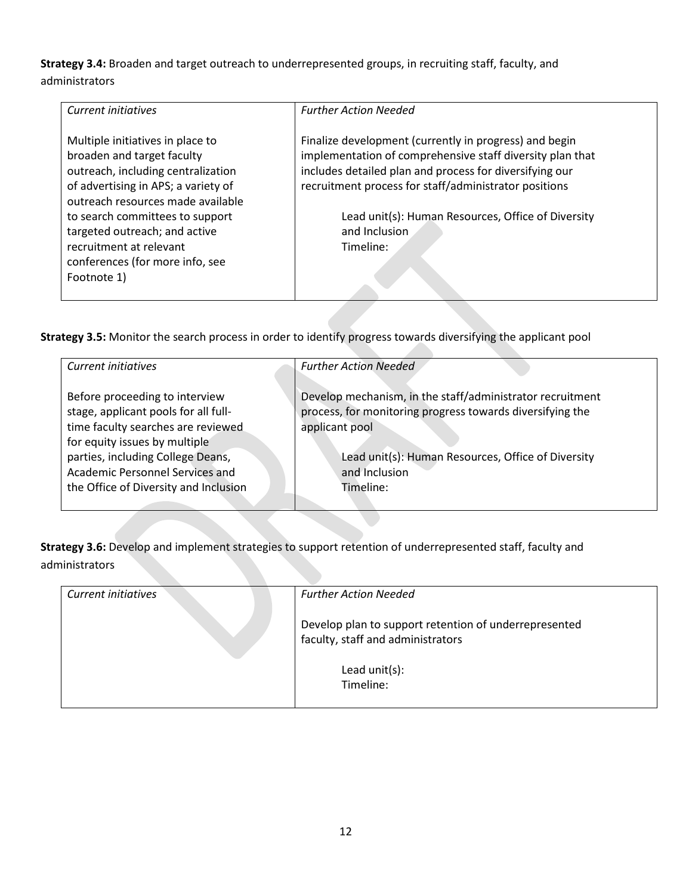**Strategy 3.4:** Broaden and target outreach to underrepresented groups, in recruiting staff, faculty, and administrators

| *Current initiatives* | *Further Action Needed* |
| --- | --- |
| Multiple initiatives in place to broaden and target faculty outreach, including centralization of advertising in APS; a variety of outreach resources made available to search committees to support targeted outreach; and active recruitment at relevant conferences (for more info, see Footnote 1) | Finalize development (currently in progress) and begin implementation of comprehensive staff diversity plan that includes detailed plan and process for diversifying our recruitment process for staff/administrator positions<br><br>Lead unit(s): Human Resources, Office of Diversity and Inclusion<br>Timeline: |

**Strategy 3.5:** Monitor the search process in order to identify progress towards diversifying the applicant pool

| *Current initiatives* | *Further Action Needed* |
| --- | --- |
| Before proceeding to interview stage, applicant pools for all full-time faculty searches are reviewed for equity issues by multiple parties, including College Deans, Academic Personnel Services and the Office of Diversity and Inclusion | Develop mechanism, in the staff/administrator recruitment process, for monitoring progress towards diversifying the applicant pool<br><br>Lead unit(s): Human Resources, Office of Diversity and Inclusion<br>Timeline: |

**Strategy 3.6:** Develop and implement strategies to support retention of underrepresented staff, faculty and administrators

| *Current initiatives* | *Further Action Needed* |
| --- | --- |
| | Develop plan to support retention of underrepresented faculty, staff and administrators<br><br>Lead unit(s):<br>Timeline: |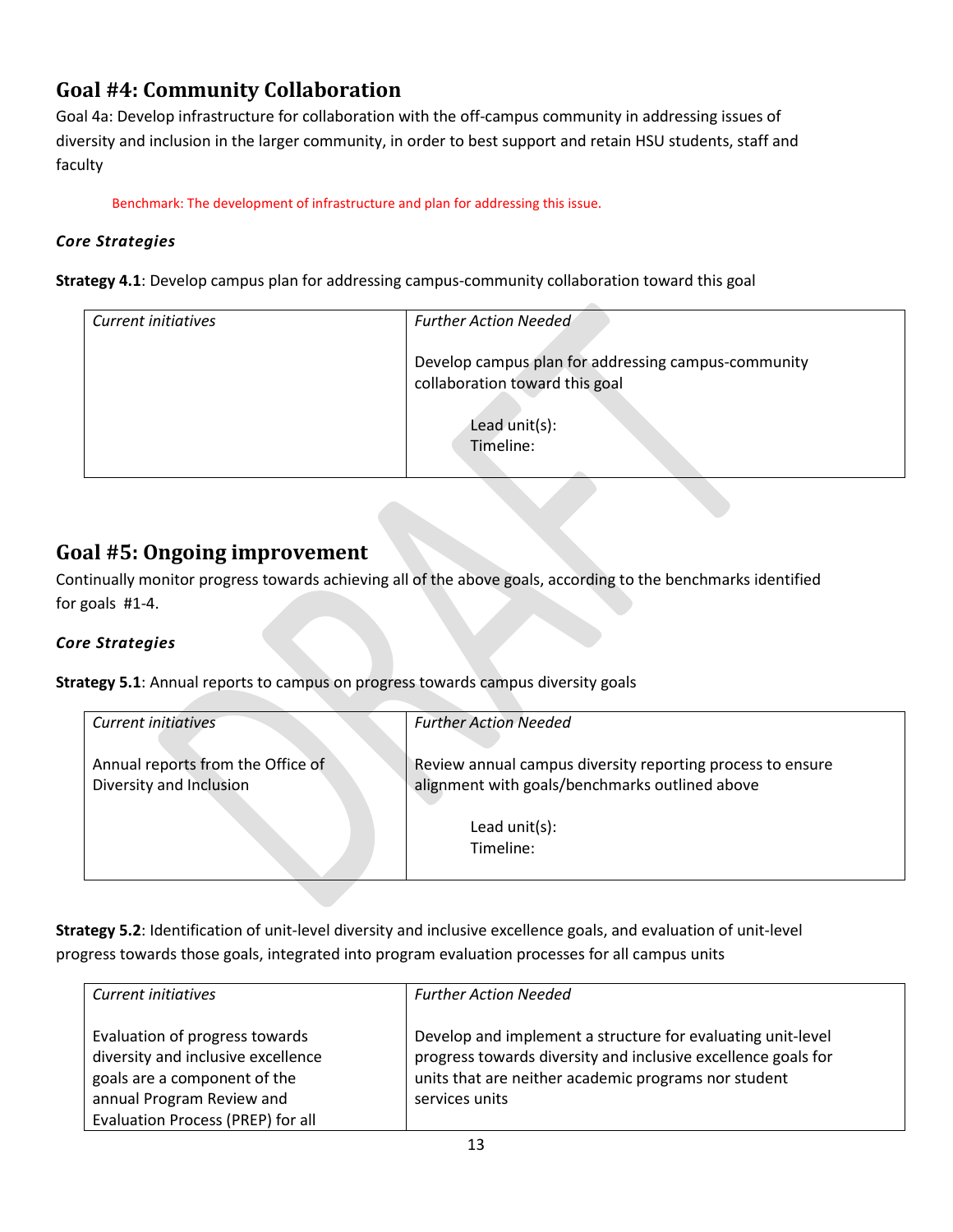## Goal #4: Community Collaboration

Goal 4a: Develop infrastructure for collaboration with the off-campus community in addressing issues of diversity and inclusion in the larger community, in order to best support and retain HSU students, staff and faculty

Benchmark: The development of infrastructure and plan for addressing this issue.

### *Core Strategies*

**Strategy 4.1**: Develop campus plan for addressing campus-community collaboration toward this goal

| *Current initiatives* | *Further Action Needed* |
|---|---|
| | Develop campus plan for addressing campus-community collaboration toward this goal<br><br>Lead unit(s):<br>Timeline: |

## Goal #5: Ongoing improvement

Continually monitor progress towards achieving all of the above goals, according to the benchmarks identified for goals #1-4.

### *Core Strategies*

**Strategy 5.1**: Annual reports to campus on progress towards campus diversity goals

| *Current initiatives* | *Further Action Needed* |
|---|---|
| Annual reports from the Office of Diversity and Inclusion | Review annual campus diversity reporting process to ensure alignment with goals/benchmarks outlined above<br><br>Lead unit(s):<br>Timeline: |

**Strategy 5.2**: Identification of unit-level diversity and inclusive excellence goals, and evaluation of unit-level progress towards those goals, integrated into program evaluation processes for all campus units

| *Current initiatives* | *Further Action Needed* |
|---|---|
| Evaluation of progress towards diversity and inclusive excellence goals are a component of the annual Program Review and Evaluation Process (PREP) for all | Develop and implement a structure for evaluating unit-level progress towards diversity and inclusive excellence goals for units that are neither academic programs nor student services units |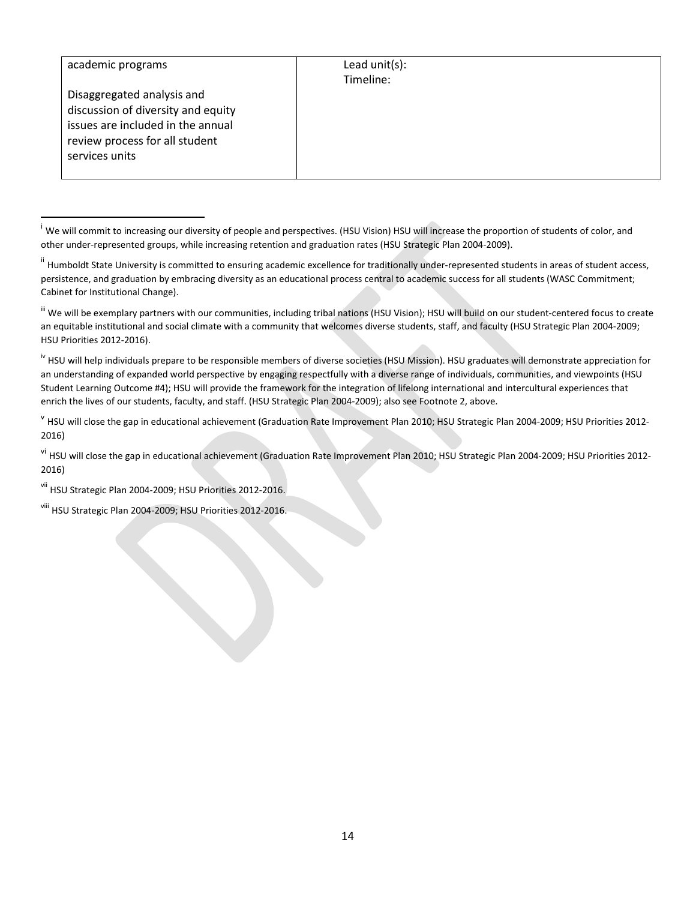| | |
|---|---|
| academic programs<br><br>Disaggregated analysis and discussion of diversity and equity issues are included in the annual review process for all student services units | Lead unit(s):<br>Timeline: |

[i] We will commit to increasing our diversity of people and perspectives. (HSU Vision) HSU will increase the proportion of students of color, and other under-represented groups, while increasing retention and graduation rates (HSU Strategic Plan 2004-2009).

[ii] Humboldt State University is committed to ensuring academic excellence for traditionally under-represented students in areas of student access, persistence, and graduation by embracing diversity as an educational process central to academic success for all students (WASC Commitment; Cabinet for Institutional Change).

[iii] We will be exemplary partners with our communities, including tribal nations (HSU Vision); HSU will build on our student-centered focus to create an equitable institutional and social climate with a community that welcomes diverse students, staff, and faculty (HSU Strategic Plan 2004-2009; HSU Priorities 2012-2016).

[iv] HSU will help individuals prepare to be responsible members of diverse societies (HSU Mission). HSU graduates will demonstrate appreciation for an understanding of expanded world perspective by engaging respectfully with a diverse range of individuals, communities, and viewpoints (HSU Student Learning Outcome #4); HSU will provide the framework for the integration of lifelong international and intercultural experiences that enrich the lives of our students, faculty, and staff. (HSU Strategic Plan 2004-2009); also see Footnote 2, above.

[v] HSU will close the gap in educational achievement (Graduation Rate Improvement Plan 2010; HSU Strategic Plan 2004-2009; HSU Priorities 2012-2016)

[vi] HSU will close the gap in educational achievement (Graduation Rate Improvement Plan 2010; HSU Strategic Plan 2004-2009; HSU Priorities 2012-2016)

[vii] HSU Strategic Plan 2004-2009; HSU Priorities 2012-2016.

[viii] HSU Strategic Plan 2004-2009; HSU Priorities 2012-2016.